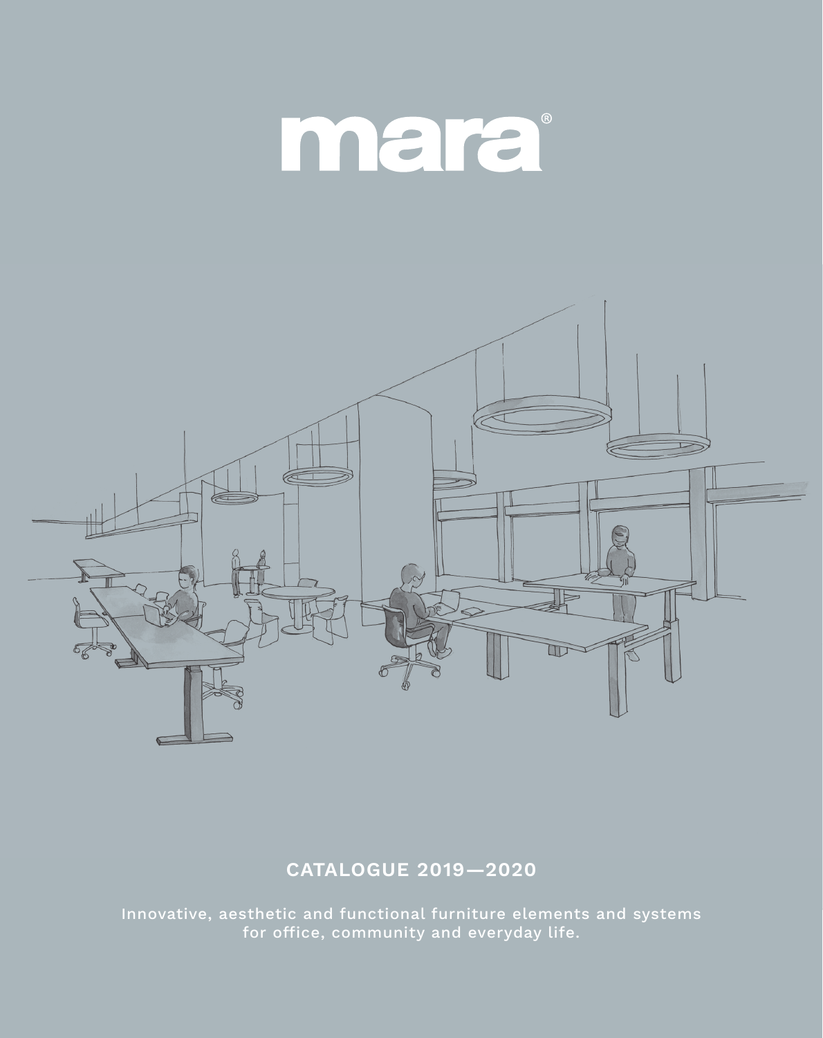# mara®

## CATALOGUE 2019—2020

Innovative, aesthetic and functional furniture elements and systems for office, community and everyday life.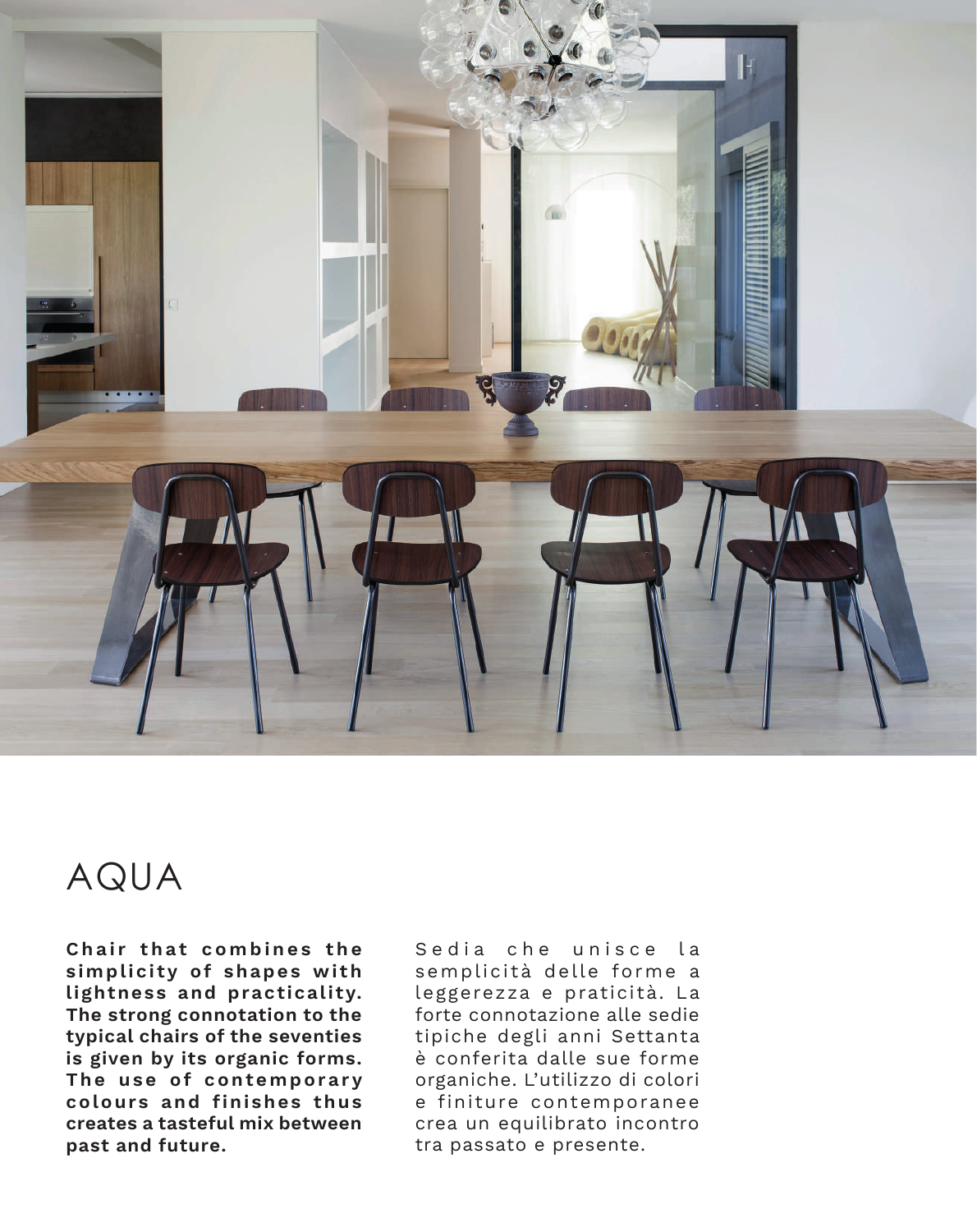# AQUA

**Chair that combines the simplicity of shapes with lightness and practicality. The strong connotation to the typical chairs of the seventies is given by its organic forms. The use of contemporary colours and finishes thus creates a tasteful mix between past and future.**

Sedia che unisce la semplicità delle forme a leggerezza e praticità. La forte connotazione alle sedie tipiche degli anni Settanta è conferita dalle sue forme organiche. L'utilizzo di colori e finiture contemporanee crea un equilibrato incontro tra passato e presente.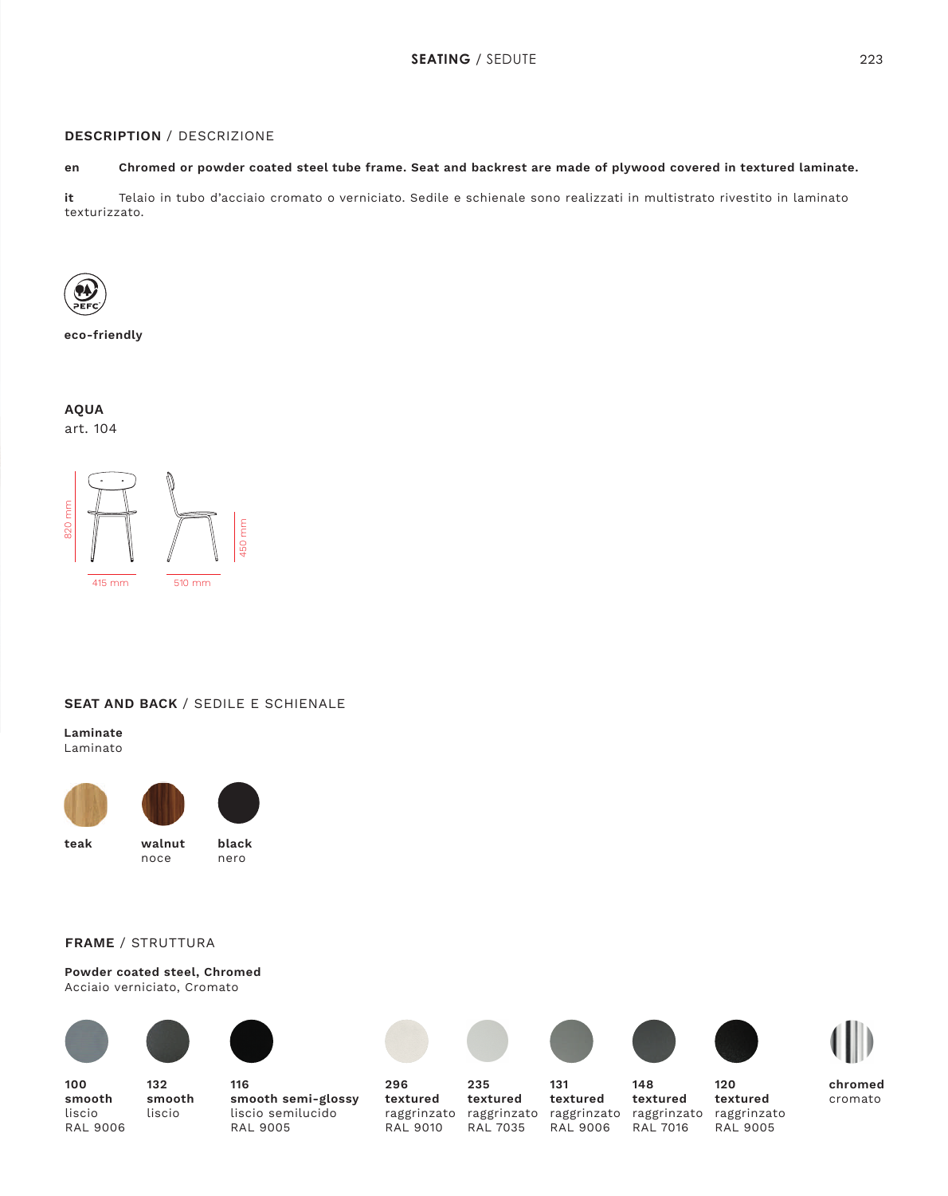## DESCRIPTION / DESCRIZIONE

**en** **Chromed or powder coated steel tube frame. Seat and backrest are made of plywood covered in textured laminate.**

**it** Telaio in tubo d'acciaio cromato o verniciato. Sedile e schienale sono realizzati in multistrato rivestito in laminato texturizzato.

PEFC

**eco-friendly**

**AQUA**
art. 104

820 mm
450 mm
415 mm
510 mm

## SEAT AND BACK / SEDILE E SCHIENALE

**Laminate**
Laminato

| **teak** | **walnut** noce | **black** nero |
|---|---|---|

## FRAME / STRUTTURA

**Powder coated steel, Chromed**
Acciaio verniciato, Cromato

| **100 smooth** liscio RAL 9006 | **132 smooth** liscio | **116 smooth semi-glossy** liscio semilucido RAL 9005 | **296 textured** raggrinzato RAL 9010 | **235 textured** raggrinzato RAL 7035 | **131 textured** raggrinzato RAL 9006 | **148 textured** raggrinzato RAL 7016 | **120 textured** raggrinzato RAL 9005 | **chromed** cromato |
|---|---|---|---|---|---|---|---|---|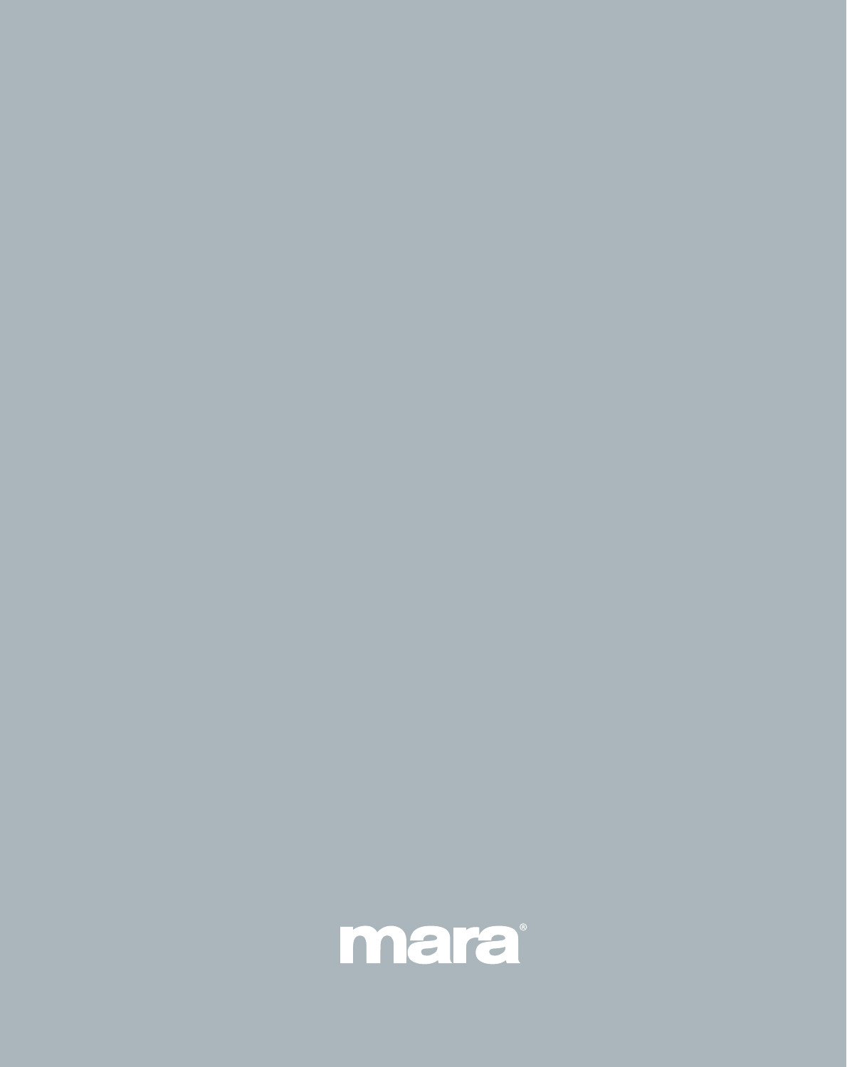mara®